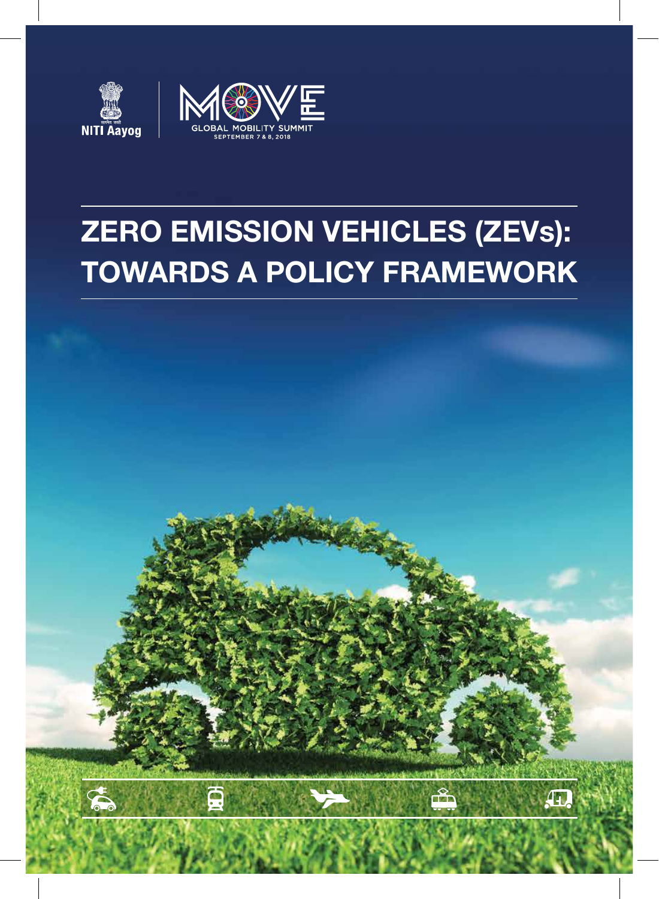NITI Aayog

MOVE

GLOBAL MOBILITY SUMMIT

SEPTEMBER 7 & 8, 2018

# ZERO EMISSION VEHICLES (ZEVs): TOWARDS A POLICY FRAMEWORK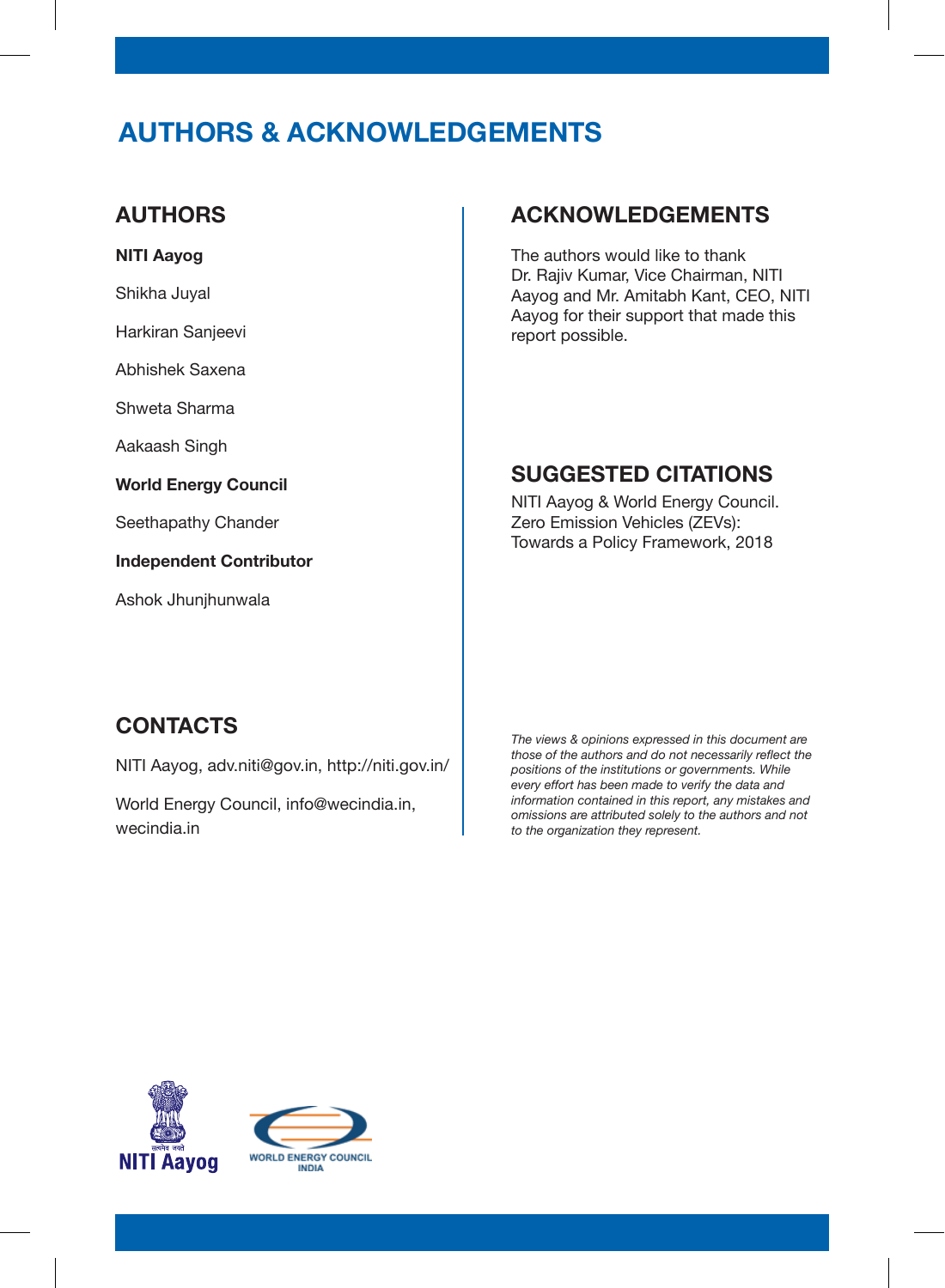# AUTHORS & ACKNOWLEDGEMENTS

## AUTHORS

**NITI Aayog**

Shikha Juyal

Harkiran Sanjeevi

Abhishek Saxena

Shweta Sharma

Aakaash Singh

**World Energy Council**

Seethapathy Chander

**Independent Contributor**

Ashok Jhunjhunwala

## CONTACTS

NITI Aayog, adv.niti@gov.in, http://niti.gov.in/

World Energy Council, info@wecindia.in, wecindia.in

## ACKNOWLEDGEMENTS

The authors would like to thank Dr. Rajiv Kumar, Vice Chairman, NITI Aayog and Mr. Amitabh Kant, CEO, NITI Aayog for their support that made this report possible.

## SUGGESTED CITATIONS

NITI Aayog & World Energy Council. Zero Emission Vehicles (ZEVs): Towards a Policy Framework, 2018

*The views & opinions expressed in this document are those of the authors and do not necessarily reflect the positions of the institutions or governments. While every effort has been made to verify the data and information contained in this report, any mistakes and omissions are attributed solely to the authors and not to the organization they represent.*

NITI Aayog

WORLD ENERGY COUNCIL INDIA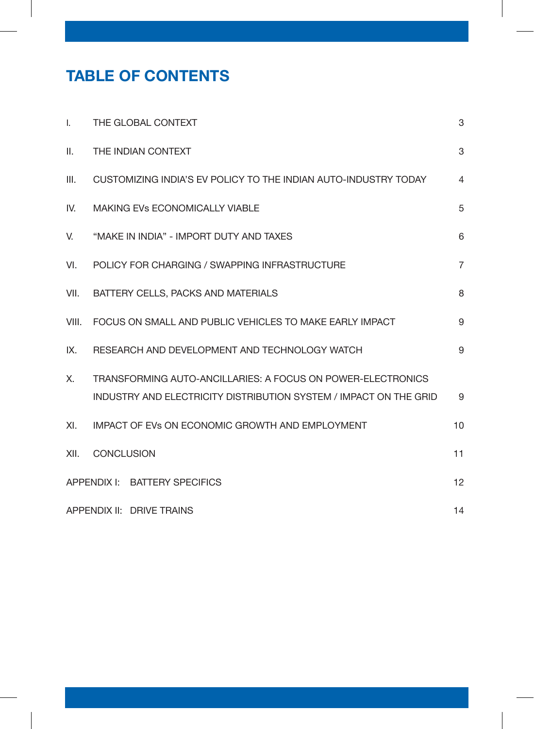# TABLE OF CONTENTS

| | | |
|---|---|---|
| I. | THE GLOBAL CONTEXT | 3 |
| II. | THE INDIAN CONTEXT | 3 |
| III. | CUSTOMIZING INDIA'S EV POLICY TO THE INDIAN AUTO-INDUSTRY TODAY | 4 |
| IV. | MAKING EVs ECONOMICALLY VIABLE | 5 |
| V. | "MAKE IN INDIA" - IMPORT DUTY AND TAXES | 6 |
| VI. | POLICY FOR CHARGING / SWAPPING INFRASTRUCTURE | 7 |
| VII. | BATTERY CELLS, PACKS AND MATERIALS | 8 |
| VIII. | FOCUS ON SMALL AND PUBLIC VEHICLES TO MAKE EARLY IMPACT | 9 |
| IX. | RESEARCH AND DEVELOPMENT AND TECHNOLOGY WATCH | 9 |
| X. | TRANSFORMING AUTO-ANCILLARIES: A FOCUS ON POWER-ELECTRONICS INDUSTRY AND ELECTRICITY DISTRIBUTION SYSTEM / IMPACT ON THE GRID | 9 |
| XI. | IMPACT OF EVs ON ECONOMIC GROWTH AND EMPLOYMENT | 10 |
| XII. | CONCLUSION | 11 |
| APPENDIX I: | BATTERY SPECIFICS | 12 |
| APPENDIX II: | DRIVE TRAINS | 14 |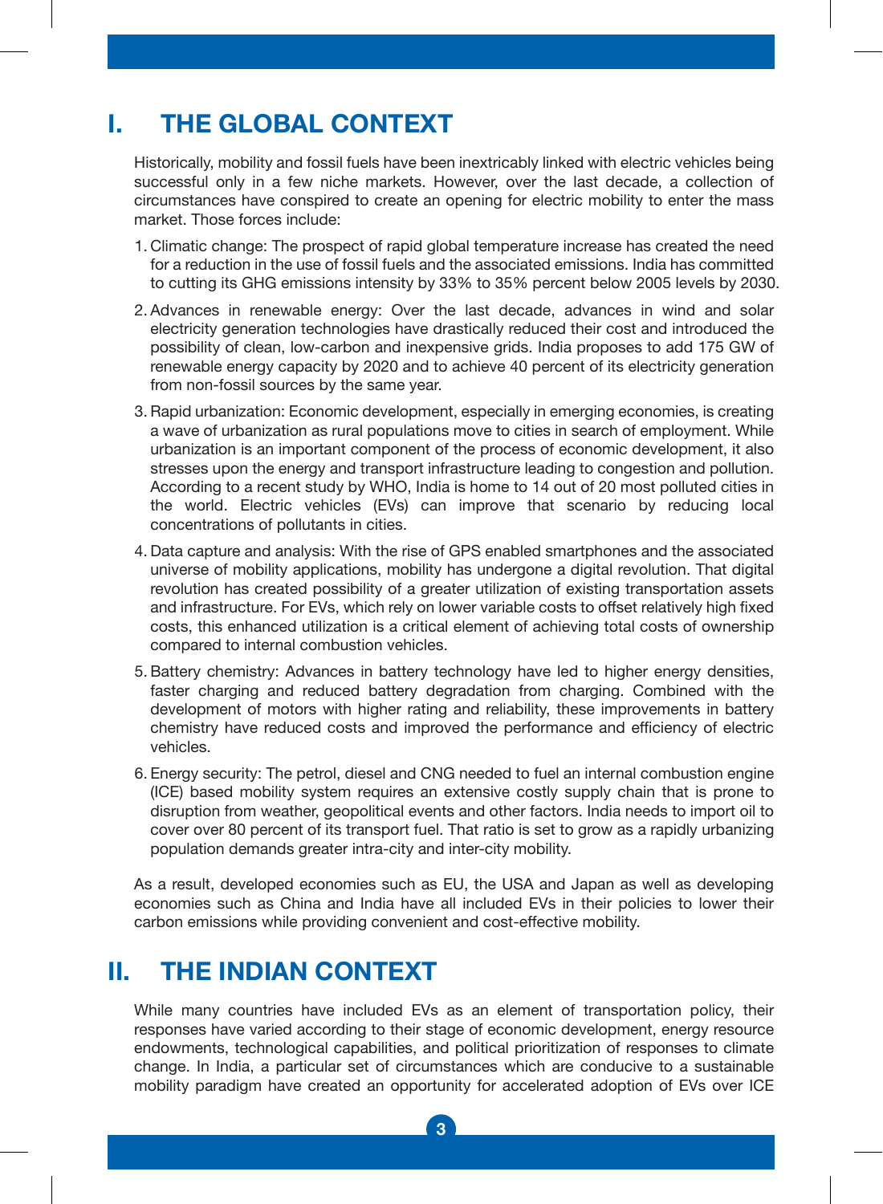# I. THE GLOBAL CONTEXT

Historically, mobility and fossil fuels have been inextricably linked with electric vehicles being successful only in a few niche markets. However, over the last decade, a collection of circumstances have conspired to create an opening for electric mobility to enter the mass market. Those forces include:

1. Climatic change: The prospect of rapid global temperature increase has created the need for a reduction in the use of fossil fuels and the associated emissions. India has committed to cutting its GHG emissions intensity by 33% to 35% percent below 2005 levels by 2030.
2. Advances in renewable energy: Over the last decade, advances in wind and solar electricity generation technologies have drastically reduced their cost and introduced the possibility of clean, low-carbon and inexpensive grids. India proposes to add 175 GW of renewable energy capacity by 2020 and to achieve 40 percent of its electricity generation from non-fossil sources by the same year.
3. Rapid urbanization: Economic development, especially in emerging economies, is creating a wave of urbanization as rural populations move to cities in search of employment. While urbanization is an important component of the process of economic development, it also stresses upon the energy and transport infrastructure leading to congestion and pollution. According to a recent study by WHO, India is home to 14 out of 20 most polluted cities in the world. Electric vehicles (EVs) can improve that scenario by reducing local concentrations of pollutants in cities.
4. Data capture and analysis: With the rise of GPS enabled smartphones and the associated universe of mobility applications, mobility has undergone a digital revolution. That digital revolution has created possibility of a greater utilization of existing transportation assets and infrastructure. For EVs, which rely on lower variable costs to offset relatively high fixed costs, this enhanced utilization is a critical element of achieving total costs of ownership compared to internal combustion vehicles.
5. Battery chemistry: Advances in battery technology have led to higher energy densities, faster charging and reduced battery degradation from charging. Combined with the development of motors with higher rating and reliability, these improvements in battery chemistry have reduced costs and improved the performance and efficiency of electric vehicles.
6. Energy security: The petrol, diesel and CNG needed to fuel an internal combustion engine (ICE) based mobility system requires an extensive costly supply chain that is prone to disruption from weather, geopolitical events and other factors. India needs to import oil to cover over 80 percent of its transport fuel. That ratio is set to grow as a rapidly urbanizing population demands greater intra-city and inter-city mobility.

As a result, developed economies such as EU, the USA and Japan as well as developing economies such as China and India have all included EVs in their policies to lower their carbon emissions while providing convenient and cost-effective mobility.

# II. THE INDIAN CONTEXT

While many countries have included EVs as an element of transportation policy, their responses have varied according to their stage of economic development, energy resource endowments, technological capabilities, and political prioritization of responses to climate change. In India, a particular set of circumstances which are conducive to a sustainable mobility paradigm have created an opportunity for accelerated adoption of EVs over ICE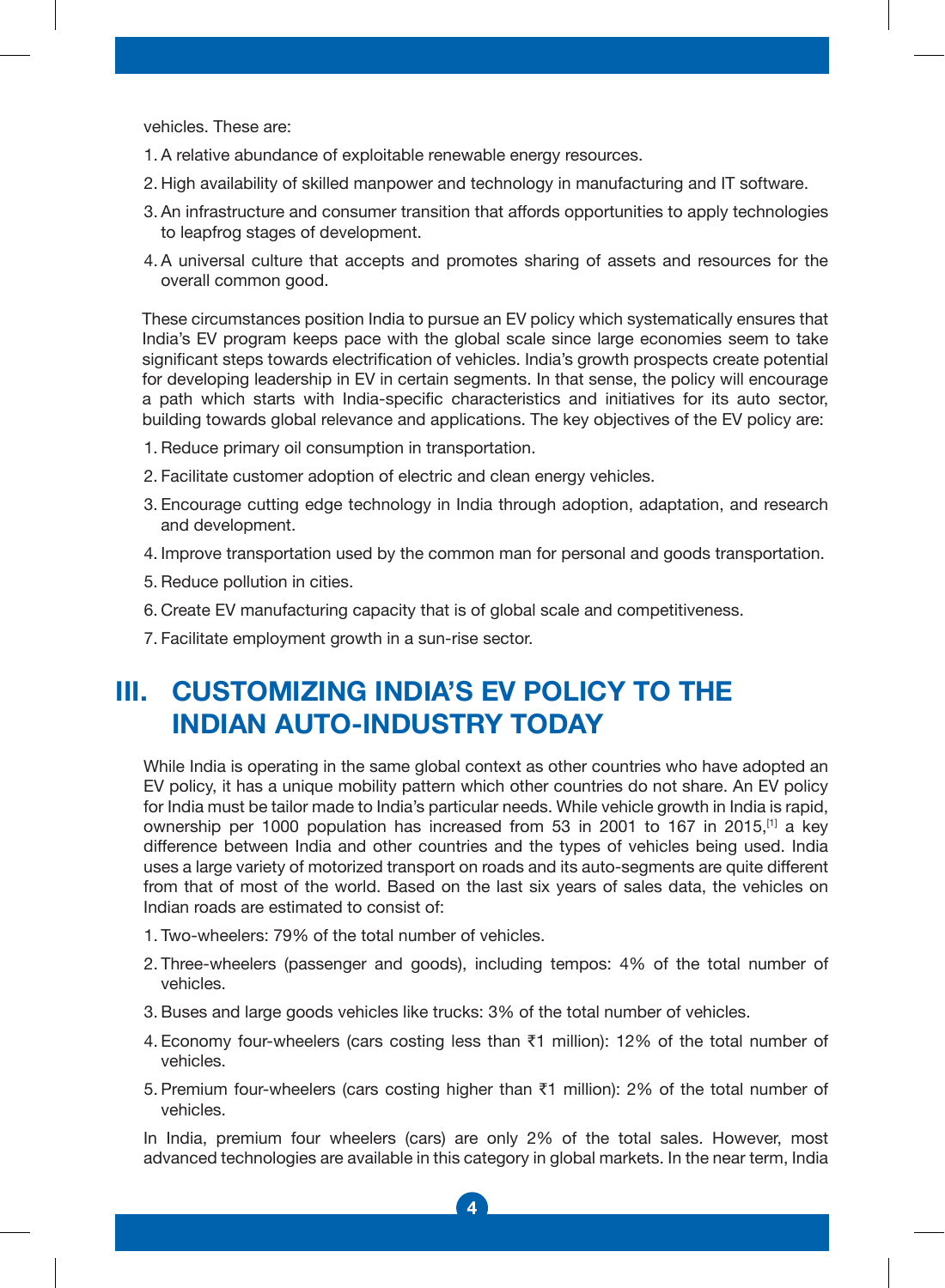vehicles. These are:

1. A relative abundance of exploitable renewable energy resources.
2. High availability of skilled manpower and technology in manufacturing and IT software.
3. An infrastructure and consumer transition that affords opportunities to apply technologies to leapfrog stages of development.
4. A universal culture that accepts and promotes sharing of assets and resources for the overall common good.

These circumstances position India to pursue an EV policy which systematically ensures that India's EV program keeps pace with the global scale since large economies seem to take significant steps towards electrification of vehicles. India's growth prospects create potential for developing leadership in EV in certain segments. In that sense, the policy will encourage a path which starts with India-specific characteristics and initiatives for its auto sector, building towards global relevance and applications. The key objectives of the EV policy are:

1. Reduce primary oil consumption in transportation.
2. Facilitate customer adoption of electric and clean energy vehicles.
3. Encourage cutting edge technology in India through adoption, adaptation, and research and development.
4. Improve transportation used by the common man for personal and goods transportation.
5. Reduce pollution in cities.
6. Create EV manufacturing capacity that is of global scale and competitiveness.
7. Facilitate employment growth in a sun-rise sector.

## III. CUSTOMIZING INDIA'S EV POLICY TO THE INDIAN AUTO-INDUSTRY TODAY

While India is operating in the same global context as other countries who have adopted an EV policy, it has a unique mobility pattern which other countries do not share. An EV policy for India must be tailor made to India's particular needs. While vehicle growth in India is rapid, ownership per 1000 population has increased from 53 in 2001 to 167 in 2015,[1] a key difference between India and other countries and the types of vehicles being used. India uses a large variety of motorized transport on roads and its auto-segments are quite different from that of most of the world. Based on the last six years of sales data, the vehicles on Indian roads are estimated to consist of:

1. Two-wheelers: 79% of the total number of vehicles.
2. Three-wheelers (passenger and goods), including tempos: 4% of the total number of vehicles.
3. Buses and large goods vehicles like trucks: 3% of the total number of vehicles.
4. Economy four-wheelers (cars costing less than ₹1 million): 12% of the total number of vehicles.
5. Premium four-wheelers (cars costing higher than ₹1 million): 2% of the total number of vehicles.

In India, premium four wheelers (cars) are only 2% of the total sales. However, most advanced technologies are available in this category in global markets. In the near term, India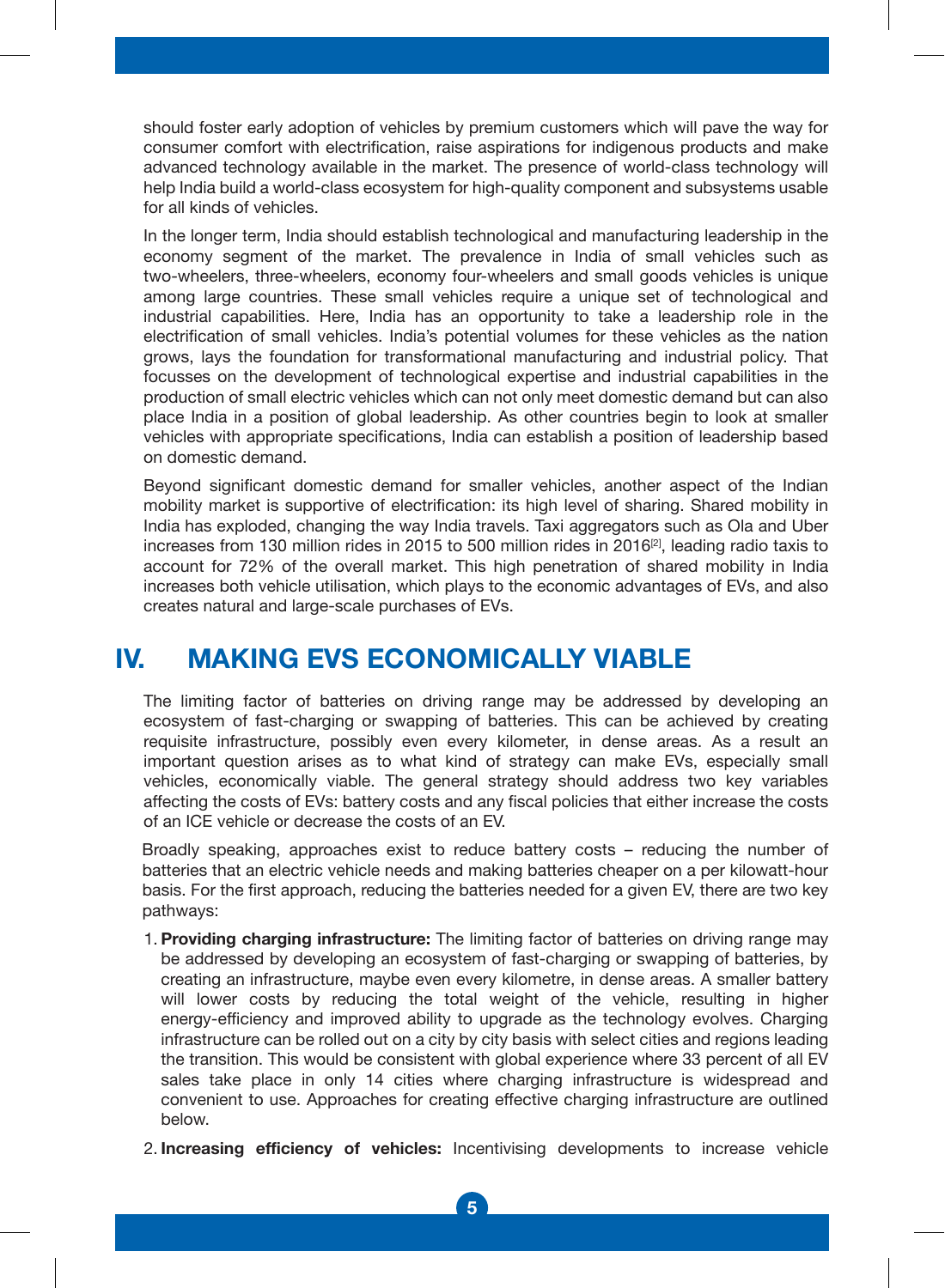should foster early adoption of vehicles by premium customers which will pave the way for consumer comfort with electrification, raise aspirations for indigenous products and make advanced technology available in the market. The presence of world-class technology will help India build a world-class ecosystem for high-quality component and subsystems usable for all kinds of vehicles.

In the longer term, India should establish technological and manufacturing leadership in the economy segment of the market. The prevalence in India of small vehicles such as two-wheelers, three-wheelers, economy four-wheelers and small goods vehicles is unique among large countries. These small vehicles require a unique set of technological and industrial capabilities. Here, India has an opportunity to take a leadership role in the electrification of small vehicles. India's potential volumes for these vehicles as the nation grows, lays the foundation for transformational manufacturing and industrial policy. That focusses on the development of technological expertise and industrial capabilities in the production of small electric vehicles which can not only meet domestic demand but can also place India in a position of global leadership. As other countries begin to look at smaller vehicles with appropriate specifications, India can establish a position of leadership based on domestic demand.

Beyond significant domestic demand for smaller vehicles, another aspect of the Indian mobility market is supportive of electrification: its high level of sharing. Shared mobility in India has exploded, changing the way India travels. Taxi aggregators such as Ola and Uber increases from 130 million rides in 2015 to 500 million rides in 2016[2], leading radio taxis to account for 72% of the overall market. This high penetration of shared mobility in India increases both vehicle utilisation, which plays to the economic advantages of EVs, and also creates natural and large-scale purchases of EVs.

## IV. MAKING EVS ECONOMICALLY VIABLE

The limiting factor of batteries on driving range may be addressed by developing an ecosystem of fast-charging or swapping of batteries. This can be achieved by creating requisite infrastructure, possibly even every kilometer, in dense areas. As a result an important question arises as to what kind of strategy can make EVs, especially small vehicles, economically viable. The general strategy should address two key variables affecting the costs of EVs: battery costs and any fiscal policies that either increase the costs of an ICE vehicle or decrease the costs of an EV.

Broadly speaking, approaches exist to reduce battery costs – reducing the number of batteries that an electric vehicle needs and making batteries cheaper on a per kilowatt-hour basis. For the first approach, reducing the batteries needed for a given EV, there are two key pathways:

1. **Providing charging infrastructure:** The limiting factor of batteries on driving range may be addressed by developing an ecosystem of fast-charging or swapping of batteries, by creating an infrastructure, maybe even every kilometre, in dense areas. A smaller battery will lower costs by reducing the total weight of the vehicle, resulting in higher energy-efficiency and improved ability to upgrade as the technology evolves. Charging infrastructure can be rolled out on a city by city basis with select cities and regions leading the transition. This would be consistent with global experience where 33 percent of all EV sales take place in only 14 cities where charging infrastructure is widespread and convenient to use. Approaches for creating effective charging infrastructure are outlined below.
2. **Increasing efficiency of vehicles:** Incentivising developments to increase vehicle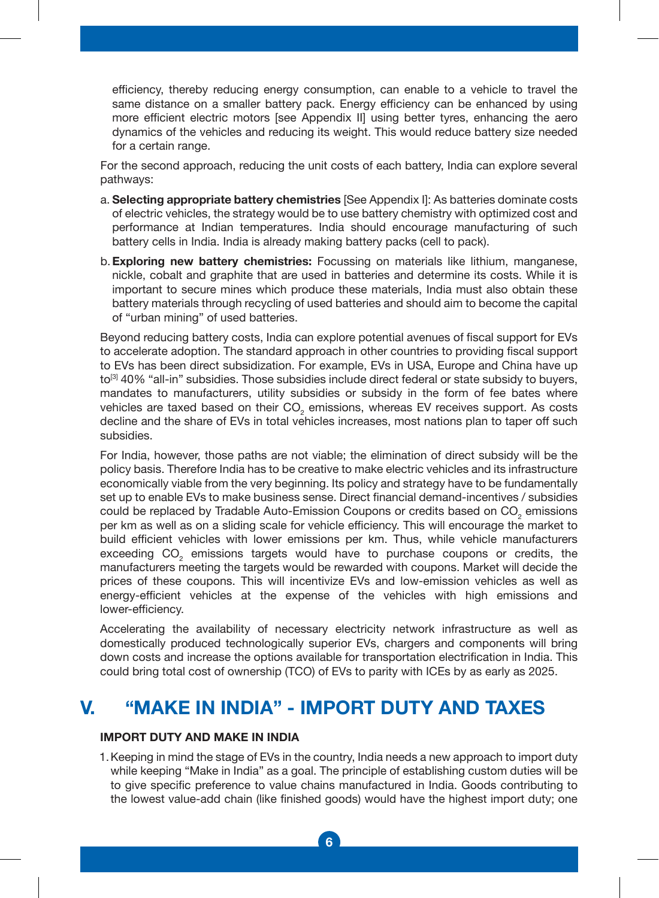efficiency, thereby reducing energy consumption, can enable to a vehicle to travel the same distance on a smaller battery pack. Energy efficiency can be enhanced by using more efficient electric motors [see Appendix II] using better tyres, enhancing the aero dynamics of the vehicles and reducing its weight. This would reduce battery size needed for a certain range.

For the second approach, reducing the unit costs of each battery, India can explore several pathways:

a. **Selecting appropriate battery chemistries** [See Appendix I]: As batteries dominate costs of electric vehicles, the strategy would be to use battery chemistry with optimized cost and performance at Indian temperatures. India should encourage manufacturing of such battery cells in India. India is already making battery packs (cell to pack).

b. **Exploring new battery chemistries:** Focussing on materials like lithium, manganese, nickle, cobalt and graphite that are used in batteries and determine its costs. While it is important to secure mines which produce these materials, India must also obtain these battery materials through recycling of used batteries and should aim to become the capital of "urban mining" of used batteries.

Beyond reducing battery costs, India can explore potential avenues of fiscal support for EVs to accelerate adoption. The standard approach in other countries to providing fiscal support to EVs has been direct subsidization. For example, EVs in USA, Europe and China have up to[3] 40% "all-in" subsidies. Those subsidies include direct federal or state subsidy to buyers, mandates to manufacturers, utility subsidies or subsidy in the form of fee bates where vehicles are taxed based on their $CO_2$ emissions, whereas EV receives support. As costs decline and the share of EVs in total vehicles increases, most nations plan to taper off such subsidies.

For India, however, those paths are not viable; the elimination of direct subsidy will be the policy basis. Therefore India has to be creative to make electric vehicles and its infrastructure economically viable from the very beginning. Its policy and strategy have to be fundamentally set up to enable EVs to make business sense. Direct financial demand-incentives / subsidies could be replaced by Tradable Auto-Emission Coupons or credits based on $CO_2$ emissions per km as well as on a sliding scale for vehicle efficiency. This will encourage the market to build efficient vehicles with lower emissions per km. Thus, while vehicle manufacturers exceeding $CO_2$ emissions targets would have to purchase coupons or credits, the manufacturers meeting the targets would be rewarded with coupons. Market will decide the prices of these coupons. This will incentivize EVs and low-emission vehicles as well as energy-efficient vehicles at the expense of the vehicles with high emissions and lower-efficiency.

Accelerating the availability of necessary electricity network infrastructure as well as domestically produced technologically superior EVs, chargers and components will bring down costs and increase the options available for transportation electrification in India. This could bring total cost of ownership (TCO) of EVs to parity with ICEs by as early as 2025.

## V. "MAKE IN INDIA" - IMPORT DUTY AND TAXES

### IMPORT DUTY AND MAKE IN INDIA

1. Keeping in mind the stage of EVs in the country, India needs a new approach to import duty while keeping "Make in India" as a goal. The principle of establishing custom duties will be to give specific preference to value chains manufactured in India. Goods contributing to the lowest value-add chain (like finished goods) would have the highest import duty; one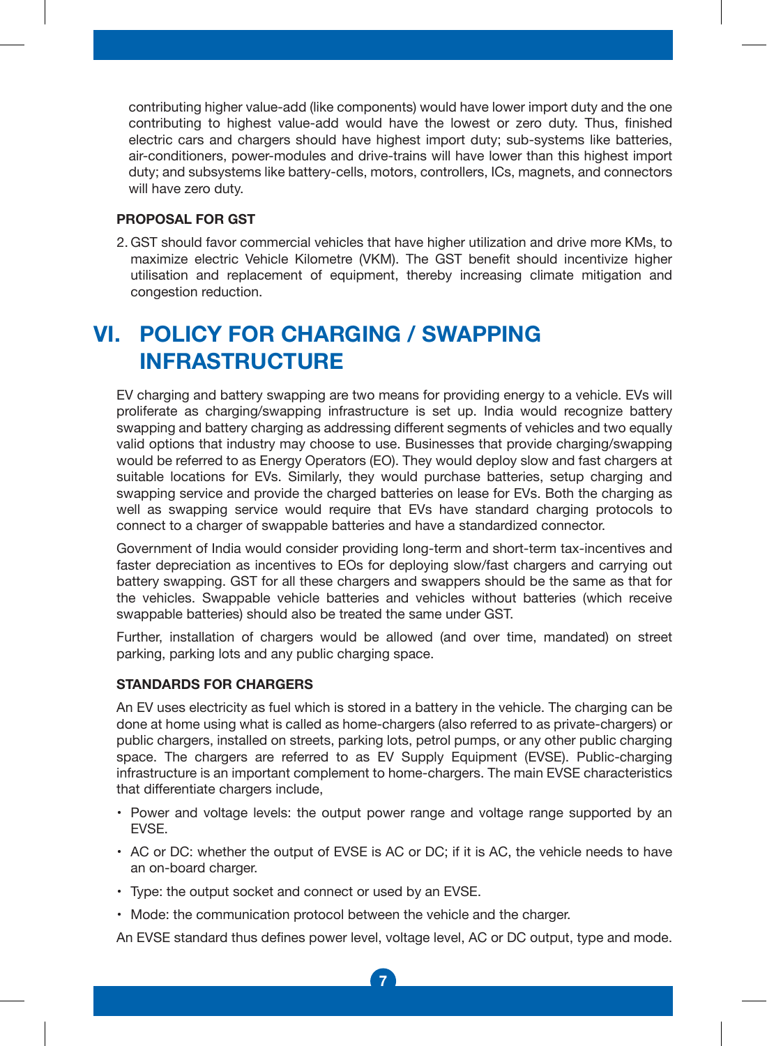contributing higher value-add (like components) would have lower import duty and the one contributing to highest value-add would have the lowest or zero duty. Thus, finished electric cars and chargers should have highest import duty; sub-systems like batteries, air-conditioners, power-modules and drive-trains will have lower than this highest import duty; and subsystems like battery-cells, motors, controllers, ICs, magnets, and connectors will have zero duty.

**PROPOSAL FOR GST**

2. GST should favor commercial vehicles that have higher utilization and drive more KMs, to maximize electric Vehicle Kilometre (VKM). The GST benefit should incentivize higher utilisation and replacement of equipment, thereby increasing climate mitigation and congestion reduction.

## VI. POLICY FOR CHARGING / SWAPPING INFRASTRUCTURE

EV charging and battery swapping are two means for providing energy to a vehicle. EVs will proliferate as charging/swapping infrastructure is set up. India would recognize battery swapping and battery charging as addressing different segments of vehicles and two equally valid options that industry may choose to use. Businesses that provide charging/swapping would be referred to as Energy Operators (EO). They would deploy slow and fast chargers at suitable locations for EVs. Similarly, they would purchase batteries, setup charging and swapping service and provide the charged batteries on lease for EVs. Both the charging as well as swapping service would require that EVs have standard charging protocols to connect to a charger of swappable batteries and have a standardized connector.

Government of India would consider providing long-term and short-term tax-incentives and faster depreciation as incentives to EOs for deploying slow/fast chargers and carrying out battery swapping. GST for all these chargers and swappers should be the same as that for the vehicles. Swappable vehicle batteries and vehicles without batteries (which receive swappable batteries) should also be treated the same under GST.

Further, installation of chargers would be allowed (and over time, mandated) on street parking, parking lots and any public charging space.

**STANDARDS FOR CHARGERS**

An EV uses electricity as fuel which is stored in a battery in the vehicle. The charging can be done at home using what is called as home-chargers (also referred to as private-chargers) or public chargers, installed on streets, parking lots, petrol pumps, or any other public charging space. The chargers are referred to as EV Supply Equipment (EVSE). Public-charging infrastructure is an important complement to home-chargers. The main EVSE characteristics that differentiate chargers include,

- Power and voltage levels: the output power range and voltage range supported by an EVSE.
- AC or DC: whether the output of EVSE is AC or DC; if it is AC, the vehicle needs to have an on-board charger.
- Type: the output socket and connect or used by an EVSE.
- Mode: the communication protocol between the vehicle and the charger.

An EVSE standard thus defines power level, voltage level, AC or DC output, type and mode.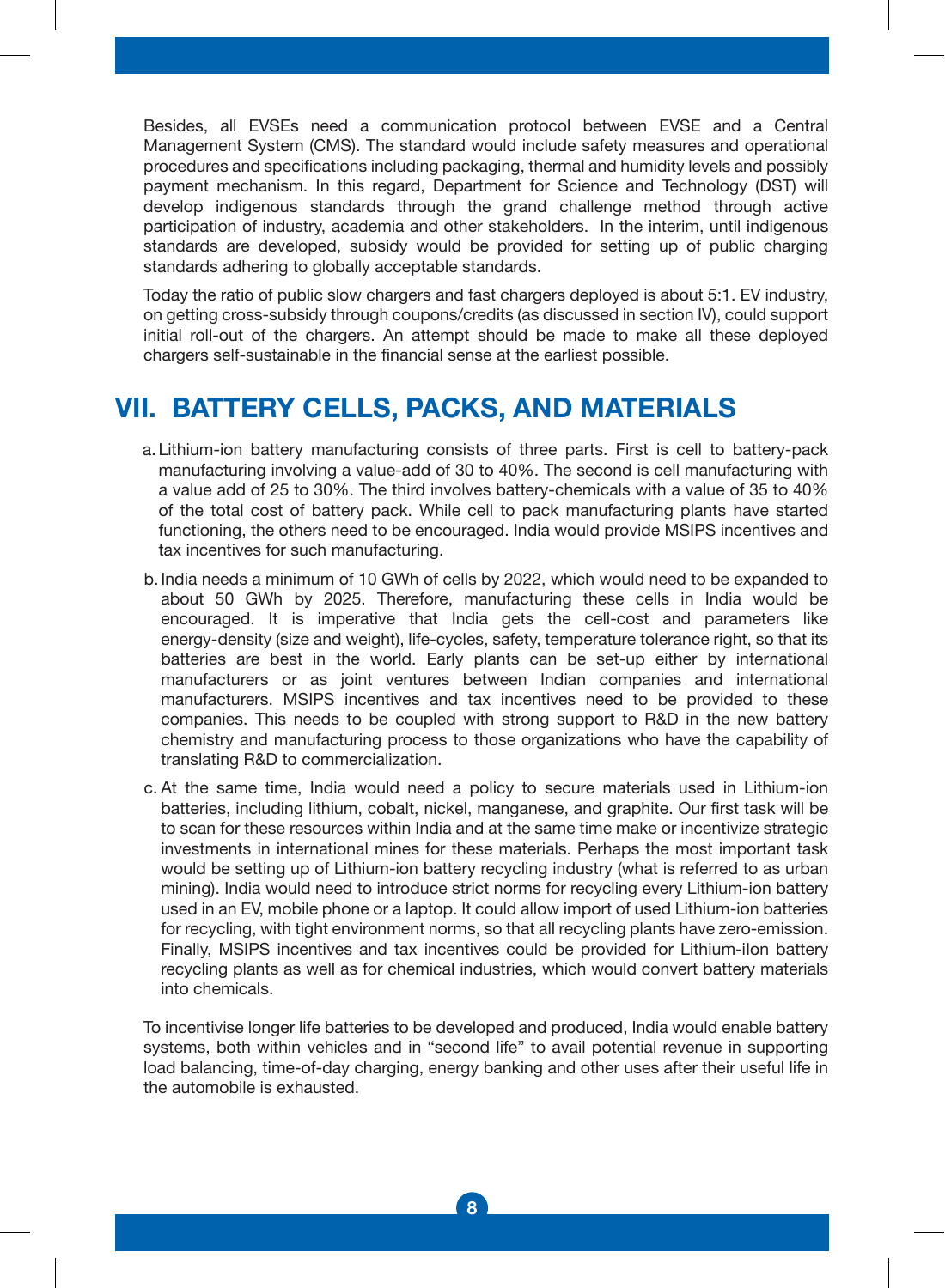Besides, all EVSEs need a communication protocol between EVSE and a Central Management System (CMS). The standard would include safety measures and operational procedures and specifications including packaging, thermal and humidity levels and possibly payment mechanism. In this regard, Department for Science and Technology (DST) will develop indigenous standards through the grand challenge method through active participation of industry, academia and other stakeholders. In the interim, until indigenous standards are developed, subsidy would be provided for setting up of public charging standards adhering to globally acceptable standards.

Today the ratio of public slow chargers and fast chargers deployed is about 5:1. EV industry, on getting cross-subsidy through coupons/credits (as discussed in section IV), could support initial roll-out of the chargers. An attempt should be made to make all these deployed chargers self-sustainable in the financial sense at the earliest possible.

## VII. BATTERY CELLS, PACKS, AND MATERIALS

a. Lithium-ion battery manufacturing consists of three parts. First is cell to battery-pack manufacturing involving a value-add of 30 to 40%. The second is cell manufacturing with a value add of 25 to 30%. The third involves battery-chemicals with a value of 35 to 40% of the total cost of battery pack. While cell to pack manufacturing plants have started functioning, the others need to be encouraged. India would provide MSIPS incentives and tax incentives for such manufacturing.

b. India needs a minimum of 10 GWh of cells by 2022, which would need to be expanded to about 50 GWh by 2025. Therefore, manufacturing these cells in India would be encouraged. It is imperative that India gets the cell-cost and parameters like energy-density (size and weight), life-cycles, safety, temperature tolerance right, so that its batteries are best in the world. Early plants can be set-up either by international manufacturers or as joint ventures between Indian companies and international manufacturers. MSIPS incentives and tax incentives need to be provided to these companies. This needs to be coupled with strong support to R&D in the new battery chemistry and manufacturing process to those organizations who have the capability of translating R&D to commercialization.

c. At the same time, India would need a policy to secure materials used in Lithium-ion batteries, including lithium, cobalt, nickel, manganese, and graphite. Our first task will be to scan for these resources within India and at the same time make or incentivize strategic investments in international mines for these materials. Perhaps the most important task would be setting up of Lithium-ion battery recycling industry (what is referred to as urban mining). India would need to introduce strict norms for recycling every Lithium-ion battery used in an EV, mobile phone or a laptop. It could allow import of used Lithium-ion batteries for recycling, with tight environment norms, so that all recycling plants have zero-emission. Finally, MSIPS incentives and tax incentives could be provided for Lithium-iIon battery recycling plants as well as for chemical industries, which would convert battery materials into chemicals.

To incentivise longer life batteries to be developed and produced, India would enable battery systems, both within vehicles and in "second life" to avail potential revenue in supporting load balancing, time-of-day charging, energy banking and other uses after their useful life in the automobile is exhausted.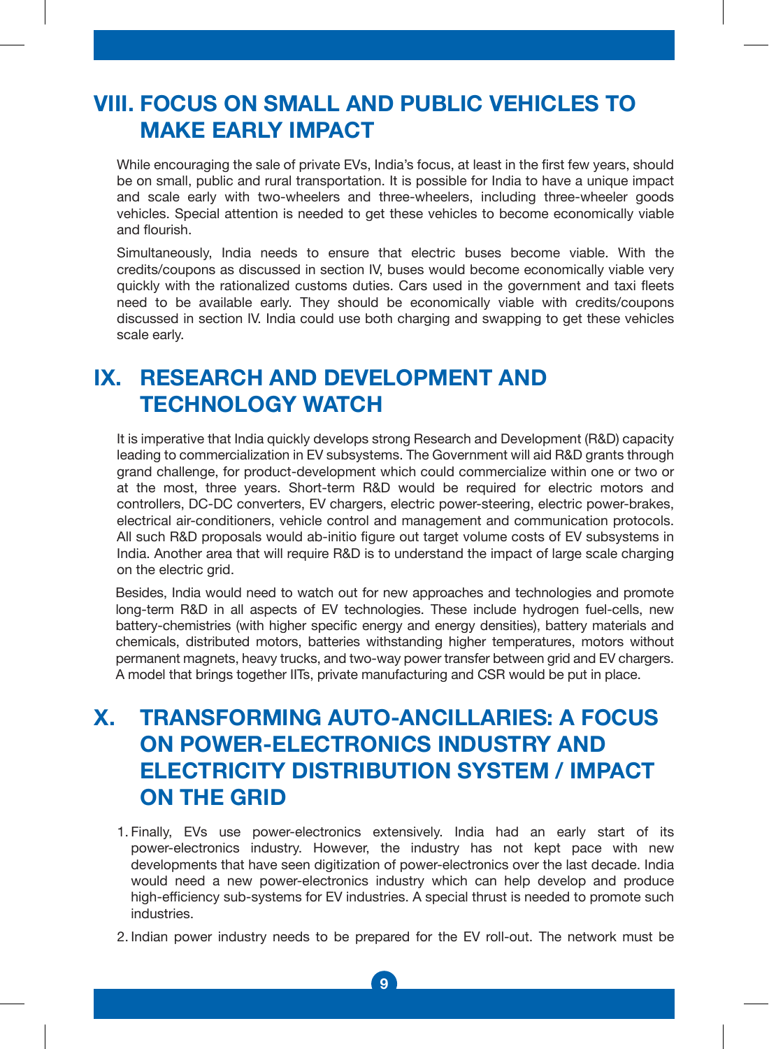## VIII. FOCUS ON SMALL AND PUBLIC VEHICLES TO MAKE EARLY IMPACT

While encouraging the sale of private EVs, India's focus, at least in the first few years, should be on small, public and rural transportation. It is possible for India to have a unique impact and scale early with two-wheelers and three-wheelers, including three-wheeler goods vehicles. Special attention is needed to get these vehicles to become economically viable and flourish.

Simultaneously, India needs to ensure that electric buses become viable. With the credits/coupons as discussed in section IV, buses would become economically viable very quickly with the rationalized customs duties. Cars used in the government and taxi fleets need to be available early. They should be economically viable with credits/coupons discussed in section IV. India could use both charging and swapping to get these vehicles scale early.

## IX. RESEARCH AND DEVELOPMENT AND TECHNOLOGY WATCH

It is imperative that India quickly develops strong Research and Development (R&D) capacity leading to commercialization in EV subsystems. The Government will aid R&D grants through grand challenge, for product-development which could commercialize within one or two or at the most, three years. Short-term R&D would be required for electric motors and controllers, DC-DC converters, EV chargers, electric power-steering, electric power-brakes, electrical air-conditioners, vehicle control and management and communication protocols. All such R&D proposals would ab-initio figure out target volume costs of EV subsystems in India. Another area that will require R&D is to understand the impact of large scale charging on the electric grid.

Besides, India would need to watch out for new approaches and technologies and promote long-term R&D in all aspects of EV technologies. These include hydrogen fuel-cells, new battery-chemistries (with higher specific energy and energy densities), battery materials and chemicals, distributed motors, batteries withstanding higher temperatures, motors without permanent magnets, heavy trucks, and two-way power transfer between grid and EV chargers. A model that brings together IITs, private manufacturing and CSR would be put in place.

## X. TRANSFORMING AUTO-ANCILLARIES: A FOCUS ON POWER-ELECTRONICS INDUSTRY AND ELECTRICITY DISTRIBUTION SYSTEM / IMPACT ON THE GRID

1. Finally, EVs use power-electronics extensively. India had an early start of its power-electronics industry. However, the industry has not kept pace with new developments that have seen digitization of power-electronics over the last decade. India would need a new power-electronics industry which can help develop and produce high-efficiency sub-systems for EV industries. A special thrust is needed to promote such industries.
2. Indian power industry needs to be prepared for the EV roll-out. The network must be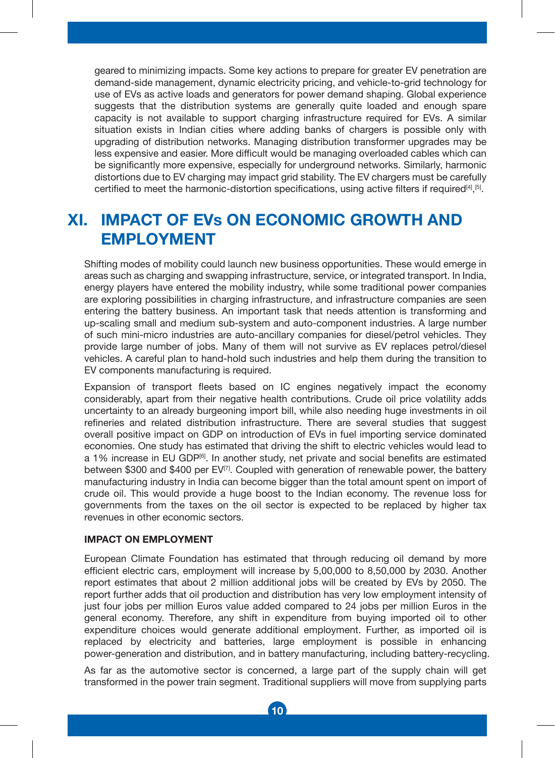geared to minimizing impacts. Some key actions to prepare for greater EV penetration are demand-side management, dynamic electricity pricing, and vehicle-to-grid technology for use of EVs as active loads and generators for power demand shaping. Global experience suggests that the distribution systems are generally quite loaded and enough spare capacity is not available to support charging infrastructure required for EVs. A similar situation exists in Indian cities where adding banks of chargers is possible only with upgrading of distribution networks. Managing distribution transformer upgrades may be less expensive and easier. More difficult would be managing overloaded cables which can be significantly more expensive, especially for underground networks. Similarly, harmonic distortions due to EV charging may impact grid stability. The EV chargers must be carefully certified to meet the harmonic-distortion specifications, using active filters if required[4],[5].

# XI. IMPACT OF EVs ON ECONOMIC GROWTH AND EMPLOYMENT

Shifting modes of mobility could launch new business opportunities. These would emerge in areas such as charging and swapping infrastructure, service, or integrated transport. In India, energy players have entered the mobility industry, while some traditional power companies are exploring possibilities in charging infrastructure, and infrastructure companies are seen entering the battery business. An important task that needs attention is transforming and up-scaling small and medium sub-system and auto-component industries. A large number of such mini-micro industries are auto-ancillary companies for diesel/petrol vehicles. They provide large number of jobs. Many of them will not survive as EV replaces petrol/diesel vehicles. A careful plan to hand-hold such industries and help them during the transition to EV components manufacturing is required.

Expansion of transport fleets based on IC engines negatively impact the economy considerably, apart from their negative health contributions. Crude oil price volatility adds uncertainty to an already burgeoning import bill, while also needing huge investments in oil refineries and related distribution infrastructure. There are several studies that suggest overall positive impact on GDP on introduction of EVs in fuel importing service dominated economies. One study has estimated that driving the shift to electric vehicles would lead to a 1% increase in EU GDP[6]. In another study, net private and social benefits are estimated between \$300 and \$400 per EV[7]. Coupled with generation of renewable power, the battery manufacturing industry in India can become bigger than the total amount spent on import of crude oil. This would provide a huge boost to the Indian economy. The revenue loss for governments from the taxes on the oil sector is expected to be replaced by higher tax revenues in other economic sectors.

### IMPACT ON EMPLOYMENT

European Climate Foundation has estimated that through reducing oil demand by more efficient electric cars, employment will increase by 5,00,000 to 8,50,000 by 2030. Another report estimates that about 2 million additional jobs will be created by EVs by 2050. The report further adds that oil production and distribution has very low employment intensity of just four jobs per million Euros value added compared to 24 jobs per million Euros in the general economy. Therefore, any shift in expenditure from buying imported oil to other expenditure choices would generate additional employment. Further, as imported oil is replaced by electricity and batteries, large employment is possible in enhancing power-generation and distribution, and in battery manufacturing, including battery-recycling.

As far as the automotive sector is concerned, a large part of the supply chain will get transformed in the power train segment. Traditional suppliers will move from supplying parts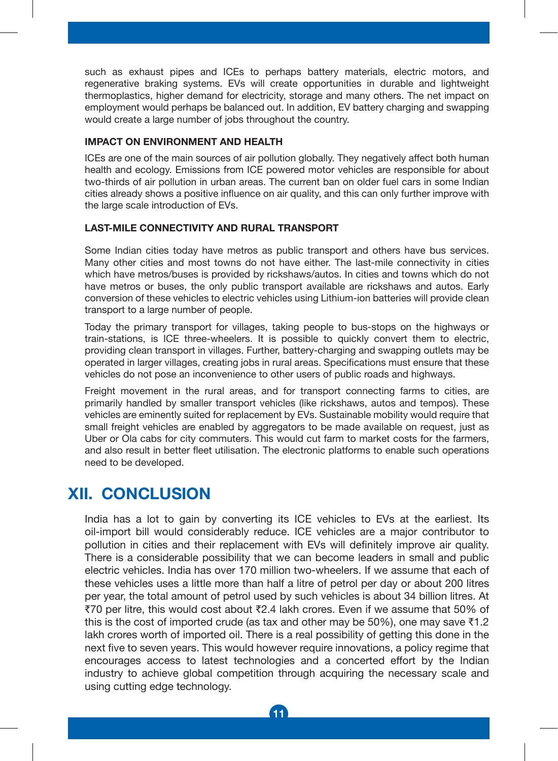such as exhaust pipes and ICEs to perhaps battery materials, electric motors, and regenerative braking systems. EVs will create opportunities in durable and lightweight thermoplastics, higher demand for electricity, storage and many others. The net impact on employment would perhaps be balanced out. In addition, EV battery charging and swapping would create a large number of jobs throughout the country.

#### IMPACT ON ENVIRONMENT AND HEALTH

ICEs are one of the main sources of air pollution globally. They negatively affect both human health and ecology. Emissions from ICE powered motor vehicles are responsible for about two-thirds of air pollution in urban areas. The current ban on older fuel cars in some Indian cities already shows a positive influence on air quality, and this can only further improve with the large scale introduction of EVs.

#### LAST-MILE CONNECTIVITY AND RURAL TRANSPORT

Some Indian cities today have metros as public transport and others have bus services. Many other cities and most towns do not have either. The last-mile connectivity in cities which have metros/buses is provided by rickshaws/autos. In cities and towns which do not have metros or buses, the only public transport available are rickshaws and autos. Early conversion of these vehicles to electric vehicles using Lithium-ion batteries will provide clean transport to a large number of people.

Today the primary transport for villages, taking people to bus-stops on the highways or train-stations, is ICE three-wheelers. It is possible to quickly convert them to electric, providing clean transport in villages. Further, battery-charging and swapping outlets may be operated in larger villages, creating jobs in rural areas. Specifications must ensure that these vehicles do not pose an inconvenience to other users of public roads and highways.

Freight movement in the rural areas, and for transport connecting farms to cities, are primarily handled by smaller transport vehicles (like rickshaws, autos and tempos). These vehicles are eminently suited for replacement by EVs. Sustainable mobility would require that small freight vehicles are enabled by aggregators to be made available on request, just as Uber or Ola cabs for city commuters. This would cut farm to market costs for the farmers, and also result in better fleet utilisation. The electronic platforms to enable such operations need to be developed.

## XII. CONCLUSION

India has a lot to gain by converting its ICE vehicles to EVs at the earliest. Its oil-import bill would considerably reduce. ICE vehicles are a major contributor to pollution in cities and their replacement with EVs will definitely improve air quality. There is a considerable possibility that we can become leaders in small and public electric vehicles. India has over 170 million two-wheelers. If we assume that each of these vehicles uses a little more than half a litre of petrol per day or about 200 litres per year, the total amount of petrol used by such vehicles is about 34 billion litres. At ₹70 per litre, this would cost about ₹2.4 lakh crores. Even if we assume that 50% of this is the cost of imported crude (as tax and other may be 50%), one may save ₹1.2 lakh crores worth of imported oil. There is a real possibility of getting this done in the next five to seven years. This would however require innovations, a policy regime that encourages access to latest technologies and a concerted effort by the Indian industry to achieve global competition through acquiring the necessary scale and using cutting edge technology.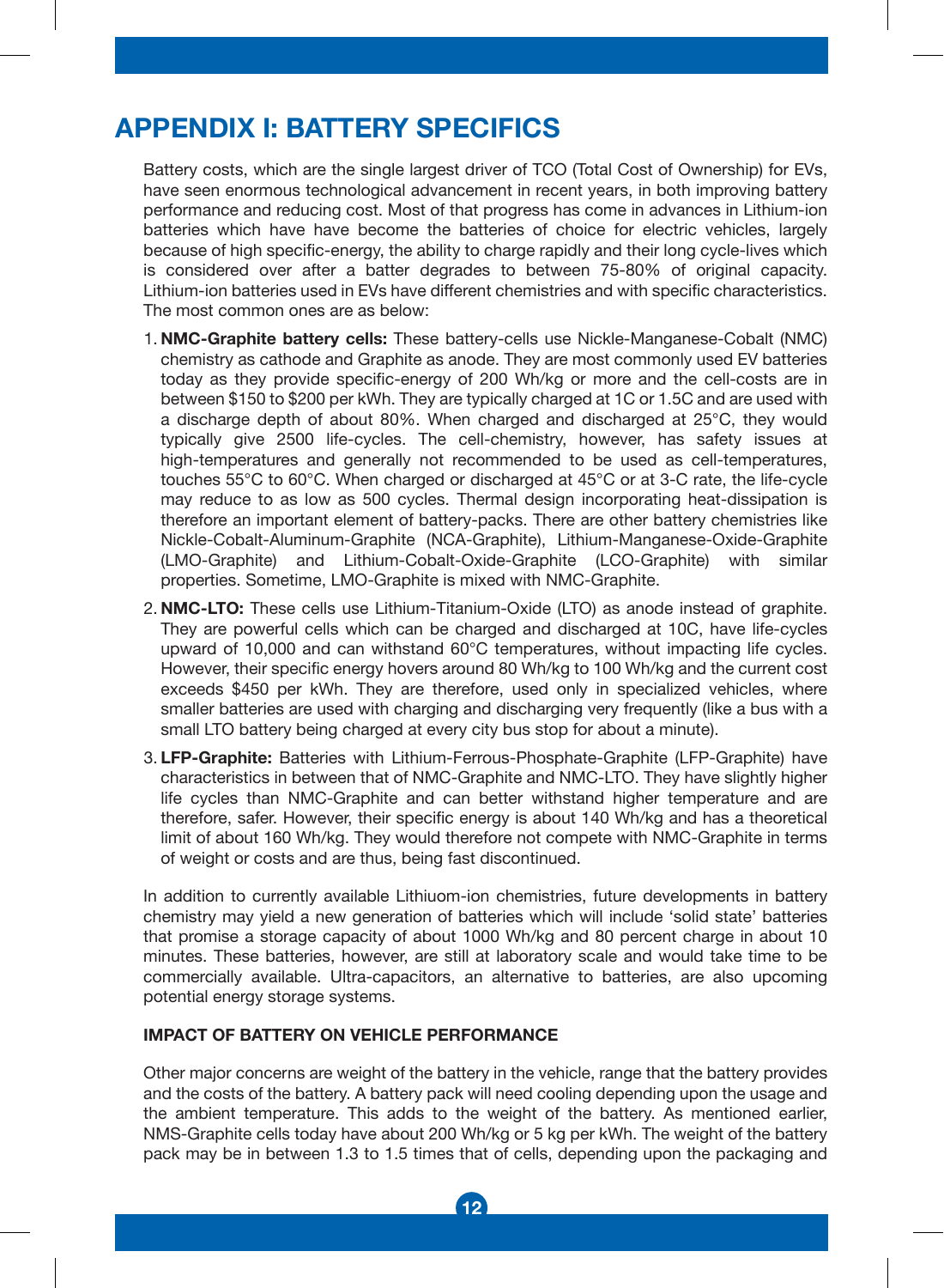# APPENDIX I: BATTERY SPECIFICS

Battery costs, which are the single largest driver of TCO (Total Cost of Ownership) for EVs, have seen enormous technological advancement in recent years, in both improving battery performance and reducing cost. Most of that progress has come in advances in Lithium-ion batteries which have have become the batteries of choice for electric vehicles, largely because of high specific-energy, the ability to charge rapidly and their long cycle-lives which is considered over after a batter degrades to between 75-80% of original capacity. Lithium-ion batteries used in EVs have different chemistries and with specific characteristics. The most common ones are as below:

1. **NMC-Graphite battery cells:** These battery-cells use Nickle-Manganese-Cobalt (NMC) chemistry as cathode and Graphite as anode. They are most commonly used EV batteries today as they provide specific-energy of 200 Wh/kg or more and the cell-costs are in between $150 to $200 per kWh. They are typically charged at 1C or 1.5C and are used with a discharge depth of about 80%. When charged and discharged at 25°C, they would typically give 2500 life-cycles. The cell-chemistry, however, has safety issues at high-temperatures and generally not recommended to be used as cell-temperatures, touches 55°C to 60°C. When charged or discharged at 45°C or at 3-C rate, the life-cycle may reduce to as low as 500 cycles. Thermal design incorporating heat-dissipation is therefore an important element of battery-packs. There are other battery chemistries like Nickle-Cobalt-Aluminum-Graphite (NCA-Graphite), Lithium-Manganese-Oxide-Graphite (LMO-Graphite) and Lithium-Cobalt-Oxide-Graphite (LCO-Graphite) with similar properties. Sometime, LMO-Graphite is mixed with NMC-Graphite.
2. **NMC-LTO:** These cells use Lithium-Titanium-Oxide (LTO) as anode instead of graphite. They are powerful cells which can be charged and discharged at 10C, have life-cycles upward of 10,000 and can withstand 60°C temperatures, without impacting life cycles. However, their specific energy hovers around 80 Wh/kg to 100 Wh/kg and the current cost exceeds $450 per kWh. They are therefore, used only in specialized vehicles, where smaller batteries are used with charging and discharging very frequently (like a bus with a small LTO battery being charged at every city bus stop for about a minute).
3. **LFP-Graphite:** Batteries with Lithium-Ferrous-Phosphate-Graphite (LFP-Graphite) have characteristics in between that of NMC-Graphite and NMC-LTO. They have slightly higher life cycles than NMC-Graphite and can better withstand higher temperature and are therefore, safer. However, their specific energy is about 140 Wh/kg and has a theoretical limit of about 160 Wh/kg. They would therefore not compete with NMC-Graphite in terms of weight or costs and are thus, being fast discontinued.

In addition to currently available Lithiuom-ion chemistries, future developments in battery chemistry may yield a new generation of batteries which will include 'solid state' batteries that promise a storage capacity of about 1000 Wh/kg and 80 percent charge in about 10 minutes. These batteries, however, are still at laboratory scale and would take time to be commercially available. Ultra-capacitors, an alternative to batteries, are also upcoming potential energy storage systems.

#### IMPACT OF BATTERY ON VEHICLE PERFORMANCE

Other major concerns are weight of the battery in the vehicle, range that the battery provides and the costs of the battery. A battery pack will need cooling depending upon the usage and the ambient temperature. This adds to the weight of the battery. As mentioned earlier, NMS-Graphite cells today have about 200 Wh/kg or 5 kg per kWh. The weight of the battery pack may be in between 1.3 to 1.5 times that of cells, depending upon the packaging and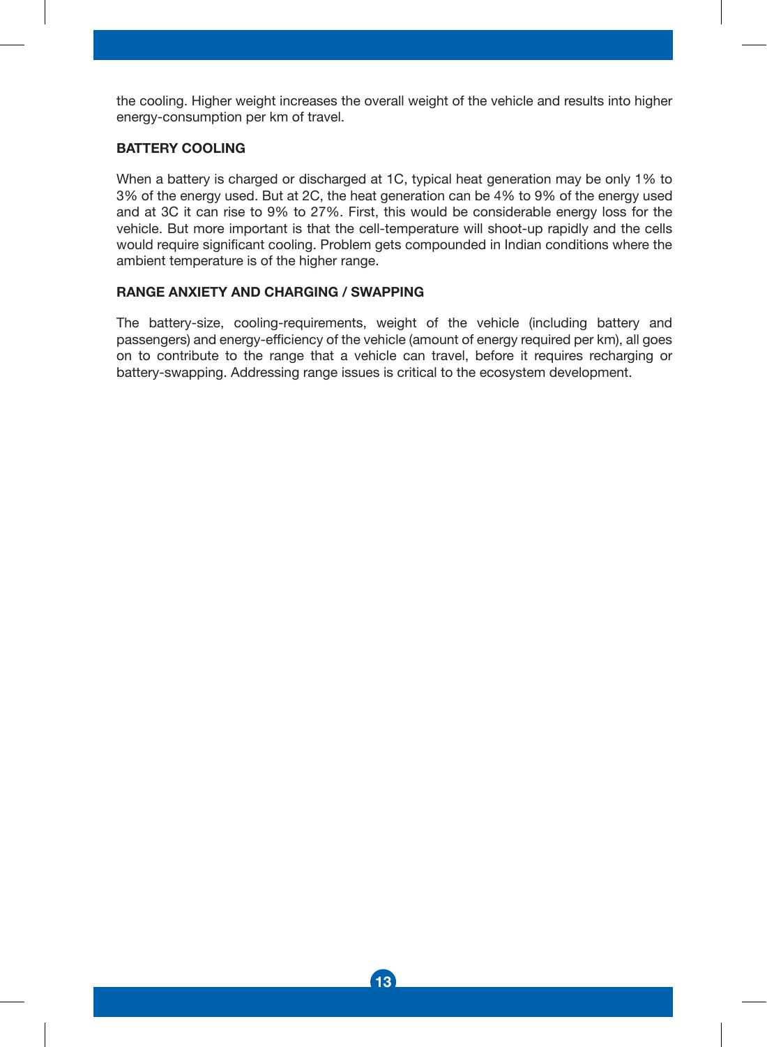the cooling. Higher weight increases the overall weight of the vehicle and results into higher energy-consumption per km of travel.

## BATTERY COOLING

When a battery is charged or discharged at 1C, typical heat generation may be only 1% to 3% of the energy used. But at 2C, the heat generation can be 4% to 9% of the energy used and at 3C it can rise to 9% to 27%. First, this would be considerable energy loss for the vehicle. But more important is that the cell-temperature will shoot-up rapidly and the cells would require significant cooling. Problem gets compounded in Indian conditions where the ambient temperature is of the higher range.

## RANGE ANXIETY AND CHARGING / SWAPPING

The battery-size, cooling-requirements, weight of the vehicle (including battery and passengers) and energy-efficiency of the vehicle (amount of energy required per km), all goes on to contribute to the range that a vehicle can travel, before it requires recharging or battery-swapping. Addressing range issues is critical to the ecosystem development.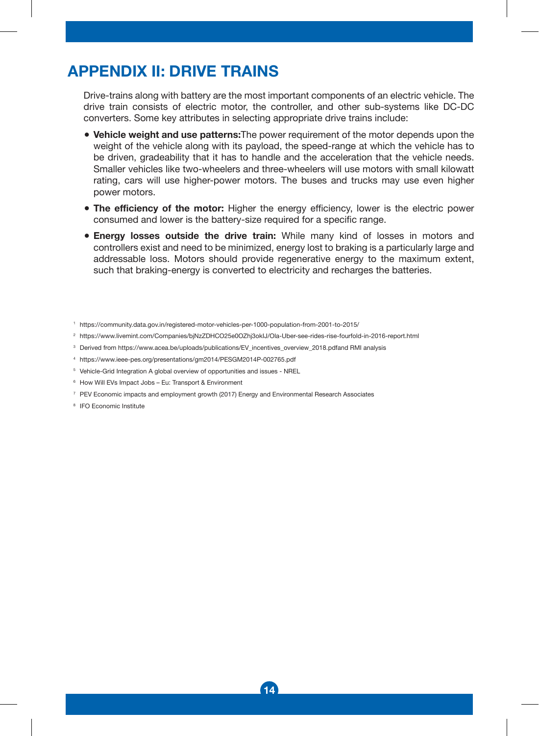# APPENDIX II: DRIVE TRAINS

Drive-trains along with battery are the most important components of an electric vehicle. The drive train consists of electric motor, the controller, and other sub-systems like DC-DC converters. Some key attributes in selecting appropriate drive trains include:

- **Vehicle weight and use patterns:**The power requirement of the motor depends upon the weight of the vehicle along with its payload, the speed-range at which the vehicle has to be driven, gradeability that it has to handle and the acceleration that the vehicle needs. Smaller vehicles like two-wheelers and three-wheelers will use motors with small kilowatt rating, cars will use higher-power motors. The buses and trucks may use even higher power motors.
- **The efficiency of the motor:** Higher the energy efficiency, lower is the electric power consumed and lower is the battery-size required for a specific range.
- **Energy losses outside the drive train:** While many kind of losses in motors and controllers exist and need to be minimized, energy lost to braking is a particularly large and addressable loss. Motors should provide regenerative energy to the maximum extent, such that braking-energy is converted to electricity and recharges the batteries.

[1] https://community.data.gov.in/registered-motor-vehicles-per-1000-population-from-2001-to-2015/

[2] https://www.livemint.com/Companies/bjNzZDHCO25e0OZhj3oklJ/Ola-Uber-see-rides-rise-fourfold-in-2016-report.html

[3] Derived from https://www.acea.be/uploads/publications/EV_incentives_overview_2018.pdfand RMI analysis

[4] https://www.ieee-pes.org/presentations/gm2014/PESGM2014P-002765.pdf

[5] Vehicle-Grid Integration A global overview of opportunities and issues - NREL

[6] How Will EVs Impact Jobs – Eu: Transport & Environment

[7] PEV Economic impacts and employment growth (2017) Energy and Environmental Research Associates

[8] IFO Economic Institute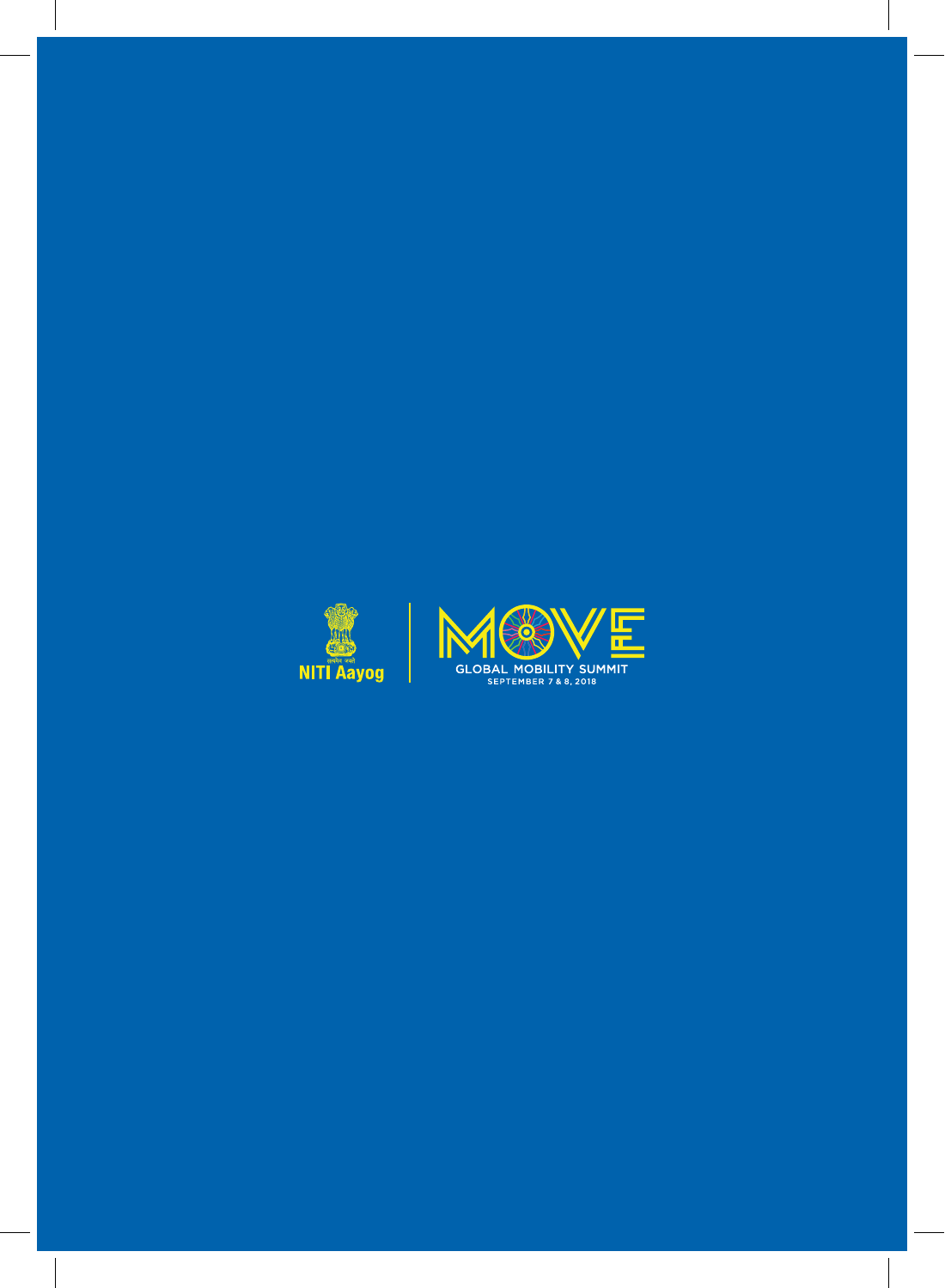सत्यमेव जयते

NITI Aayog

MOVE

GLOBAL MOBILITY SUMMIT

SEPTEMBER 7 & 8, 2018